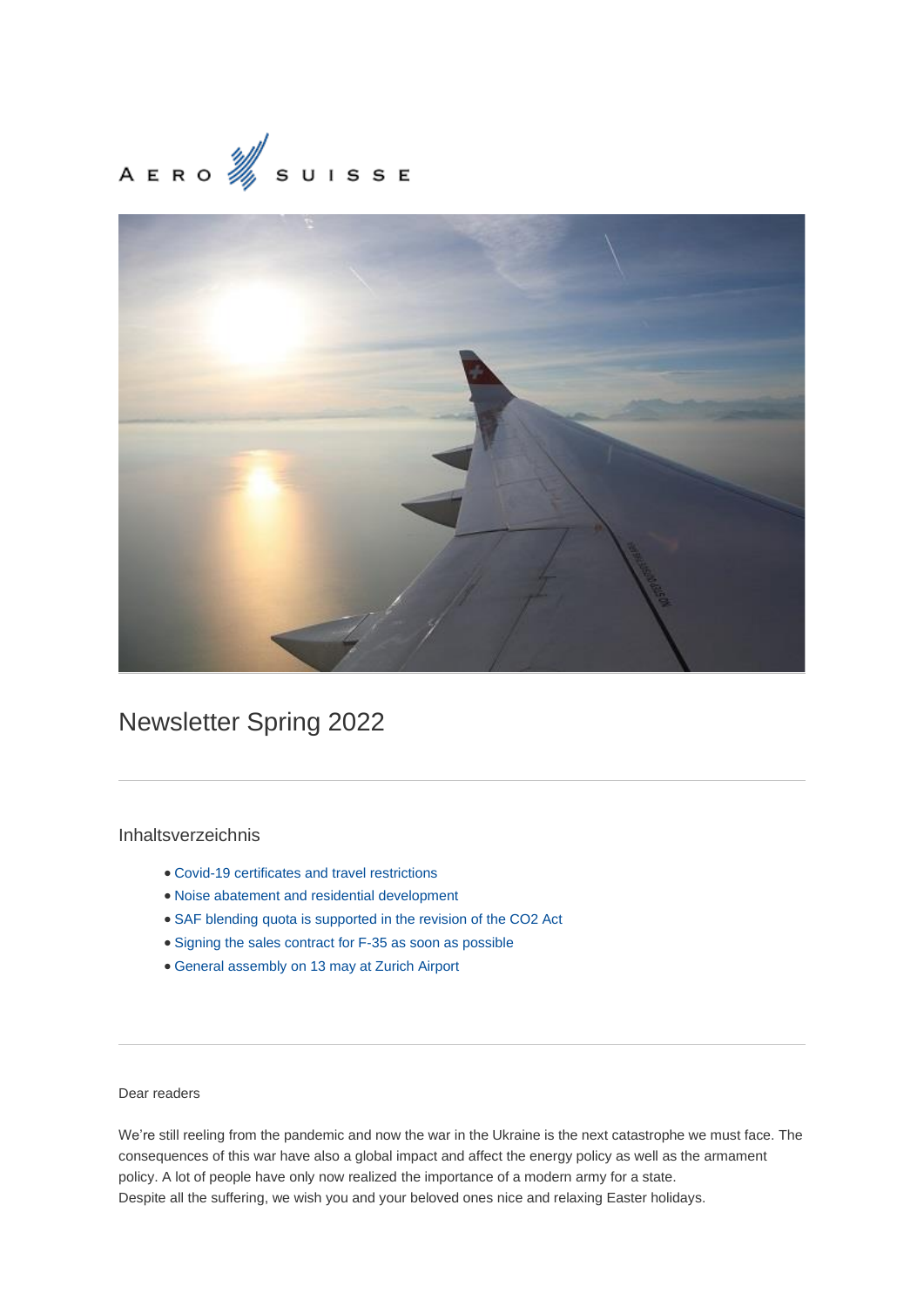AERO SUISSE

# Newsletter Spring 2022

## Inhaltsverzeichnis

- Covid-19 certificates and travel restrictions
- Noise abatement and residential development
- SAF blending quota is supported in the revision of the CO2 Act
- Signing the sales contract for F-35 as soon as possible
- General assembly on 13 may at Zurich Airport

Dear readers

We're still reeling from the pandemic and now the war in the Ukraine is the next catastrophe we must face. The consequences of this war have also a global impact and affect the energy policy as well as the armament policy. A lot of people have only now realized the importance of a modern army for a state.
Despite all the suffering, we wish you and your beloved ones nice and relaxing Easter holidays.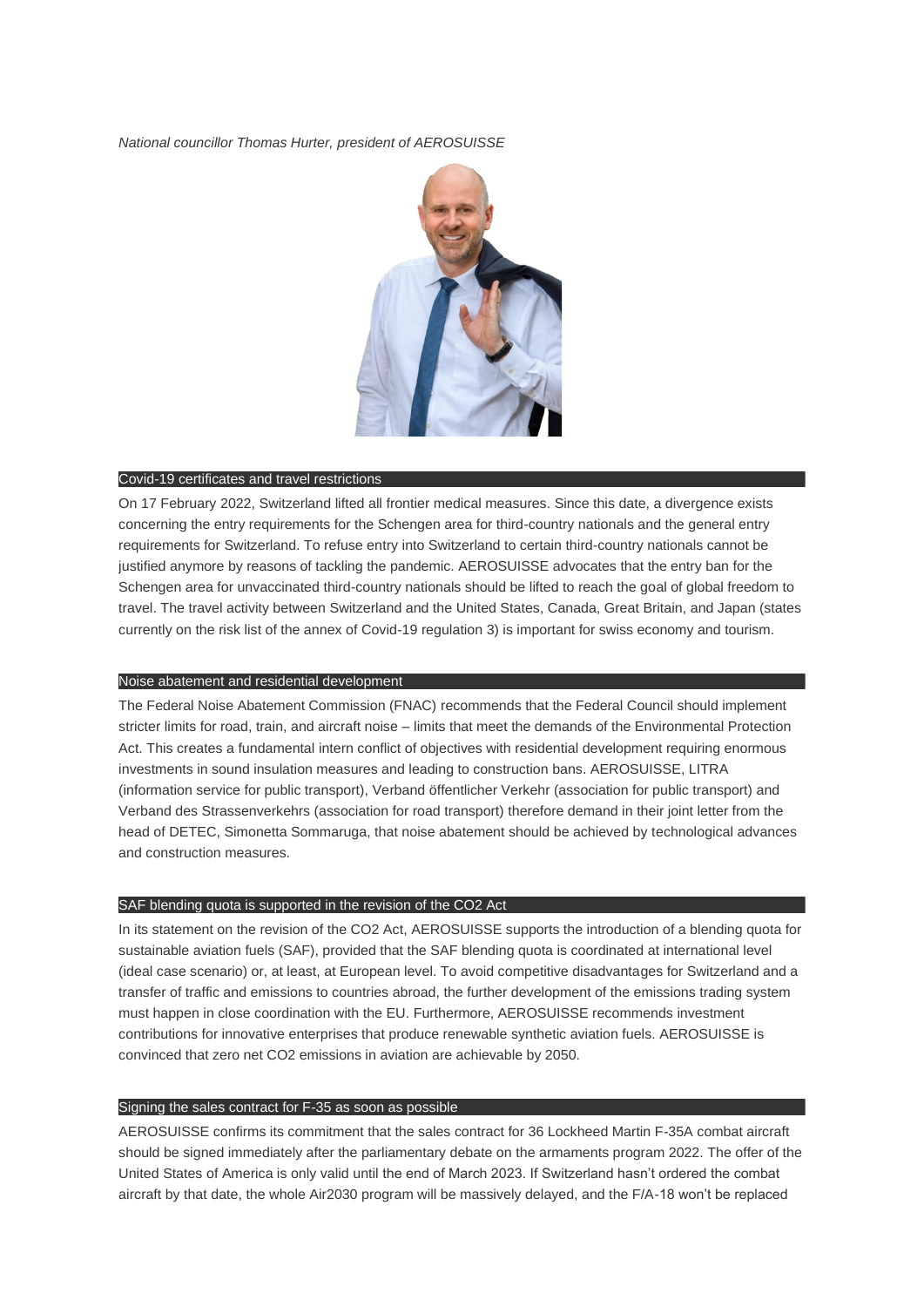*National councillor Thomas Hurter, president of AEROSUISSE*

## Covid-19 certificates and travel restrictions

On 17 February 2022, Switzerland lifted all frontier medical measures. Since this date, a divergence exists concerning the entry requirements for the Schengen area for third-country nationals and the general entry requirements for Switzerland. To refuse entry into Switzerland to certain third-country nationals cannot be justified anymore by reasons of tackling the pandemic. AEROSUISSE advocates that the entry ban for the Schengen area for unvaccinated third-country nationals should be lifted to reach the goal of global freedom to travel. The travel activity between Switzerland and the United States, Canada, Great Britain, and Japan (states currently on the risk list of the annex of Covid-19 regulation 3) is important for swiss economy and tourism.

## Noise abatement and residential development

The Federal Noise Abatement Commission (FNAC) recommends that the Federal Council should implement stricter limits for road, train, and aircraft noise – limits that meet the demands of the Environmental Protection Act. This creates a fundamental intern conflict of objectives with residential development requiring enormous investments in sound insulation measures and leading to construction bans. AEROSUISSE, LITRA (information service for public transport), Verband öffentlicher Verkehr (association for public transport) and Verband des Strassenverkehrs (association for road transport) therefore demand in their joint letter from the head of DETEC, Simonetta Sommaruga, that noise abatement should be achieved by technological advances and construction measures.

## SAF blending quota is supported in the revision of the CO2 Act

In its statement on the revision of the CO2 Act, AEROSUISSE supports the introduction of a blending quota for sustainable aviation fuels (SAF), provided that the SAF blending quota is coordinated at international level (ideal case scenario) or, at least, at European level. To avoid competitive disadvantages for Switzerland and a transfer of traffic and emissions to countries abroad, the further development of the emissions trading system must happen in close coordination with the EU. Furthermore, AEROSUISSE recommends investment contributions for innovative enterprises that produce renewable synthetic aviation fuels. AEROSUISSE is convinced that zero net CO2 emissions in aviation are achievable by 2050.

## Signing the sales contract for F-35 as soon as possible

AEROSUISSE confirms its commitment that the sales contract for 36 Lockheed Martin F-35A combat aircraft should be signed immediately after the parliamentary debate on the armaments program 2022. The offer of the United States of America is only valid until the end of March 2023. If Switzerland hasn't ordered the combat aircraft by that date, the whole Air2030 program will be massively delayed, and the F/A-18 won't be replaced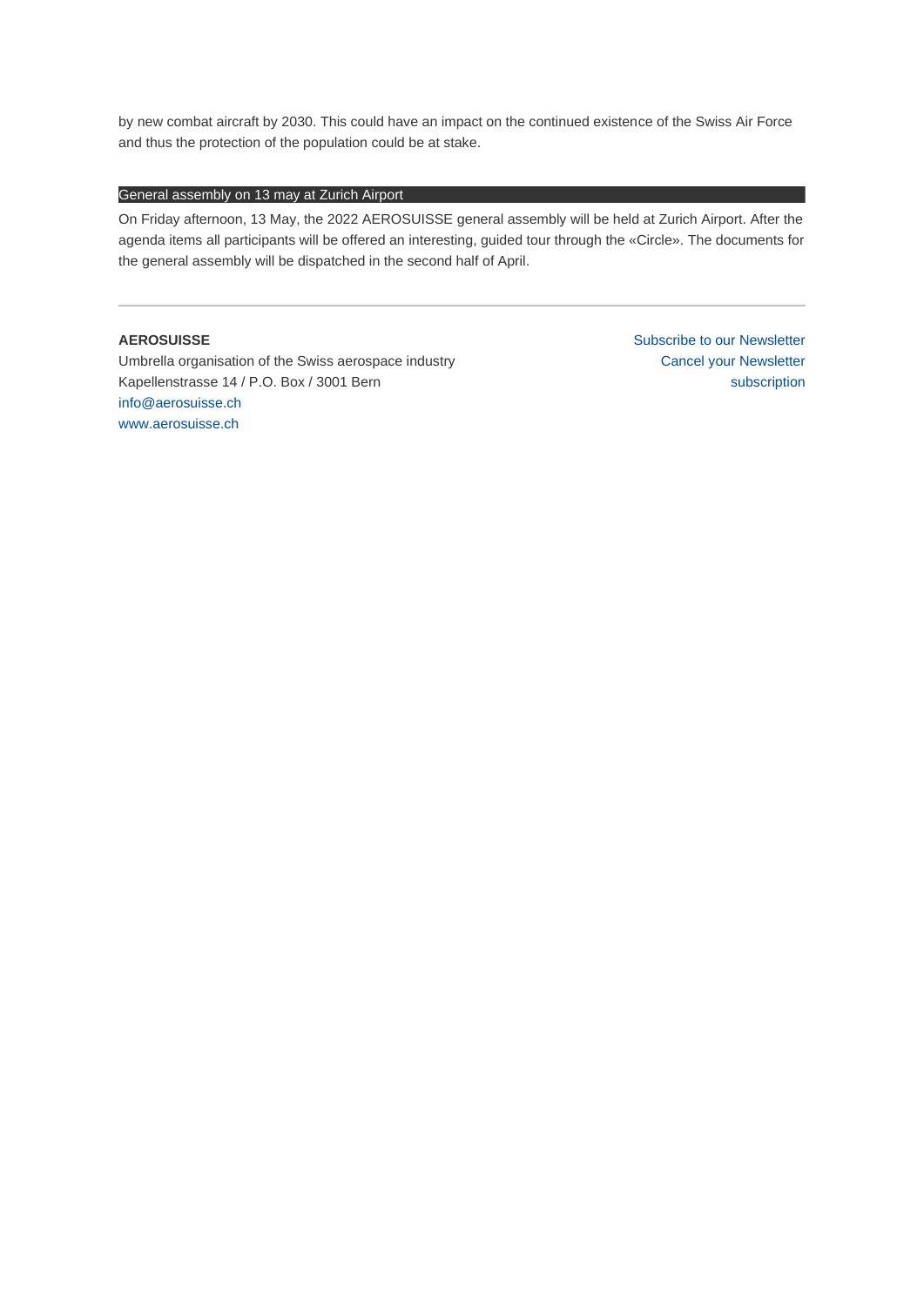by new combat aircraft by 2030. This could have an impact on the continued existence of the Swiss Air Force and thus the protection of the population could be at stake.

## General assembly on 13 may at Zurich Airport

On Friday afternoon, 13 May, the 2022 AEROSUISSE general assembly will be held at Zurich Airport. After the agenda items all participants will be offered an interesting, guided tour through the «Circle». The documents for the general assembly will be dispatched in the second half of April.

---

**AEROSUISSE**
Umbrella organisation of the Swiss aerospace industry
Kapellenstrasse 14 / P.O. Box / 3001 Bern
info@aerosuisse.ch
www.aerosuisse.ch

Subscribe to our Newsletter
Cancel your Newsletter subscription